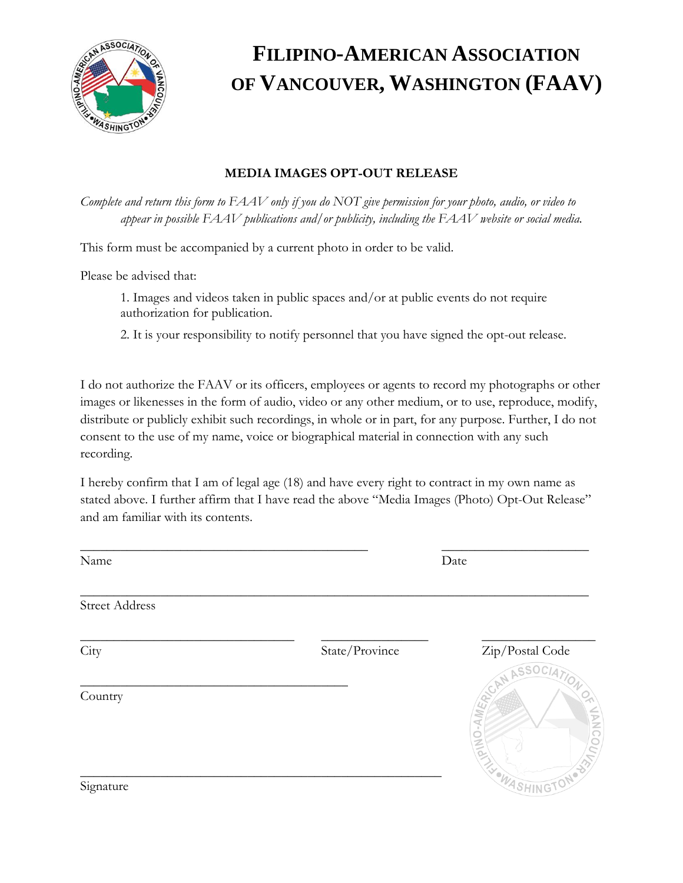# FILIPINO-AMERICAN ASSOCIATION OF VANCOUVER, WASHINGTON (FAAV)

## MEDIA IMAGES OPT-OUT RELEASE

*Complete and return this form to FAAV only if you do NOT give permission for your photo, audio, or video to appear in possible FAAV publications and/or publicity, including the FAAV website or social media.*

This form must be accompanied by a current photo in order to be valid.

Please be advised that:

1. Images and videos taken in public spaces and/or at public events do not require authorization for publication.
2. It is your responsibility to notify personnel that you have signed the opt-out release.

I do not authorize the FAAV or its officers, employees or agents to record my photographs or other images or likenesses in the form of audio, video or any other medium, or to use, reproduce, modify, distribute or publicly exhibit such recordings, in whole or in part, for any purpose. Further, I do not consent to the use of my name, voice or biographical material in connection with any such recording.

I hereby confirm that I am of legal age (18) and have every right to contract in my own name as stated above. I further affirm that I have read the above "Media Images (Photo) Opt-Out Release" and am familiar with its contents.

_____________________________________________ _______________________

Name Date

_______________________________________________________________________________

Street Address

_________________________________ ________________ _________________

City State/Province Zip/Postal Code

_________________________________________

Country

________________________________________________________

Signature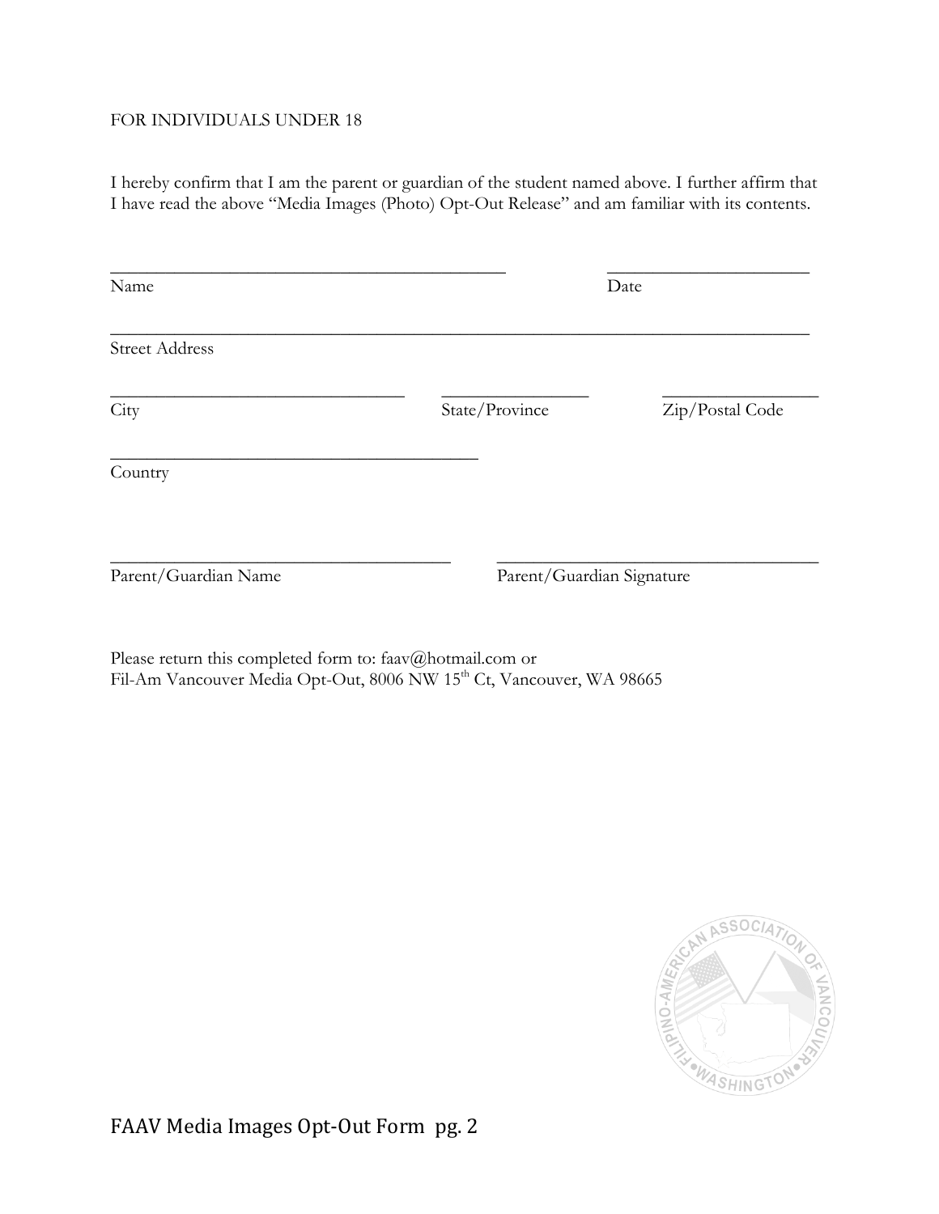FOR INDIVIDUALS UNDER 18

I hereby confirm that I am the parent or guardian of the student named above. I further affirm that I have read the above "Media Images (Photo) Opt-Out Release" and am familiar with its contents.

_____________________________________________ _______________________

Name Date

_______________________________________________________________________________

Street Address

_________________________________ ________________ _________________

City State/Province Zip/Postal Code

_________________________________________

Country

______________________________________ ____________________________________

Parent/Guardian Name Parent/Guardian Signature

Please return this completed form to: faav@hotmail.com or
Fil-Am Vancouver Media Opt-Out, 8006 NW 15th Ct, Vancouver, WA 98665